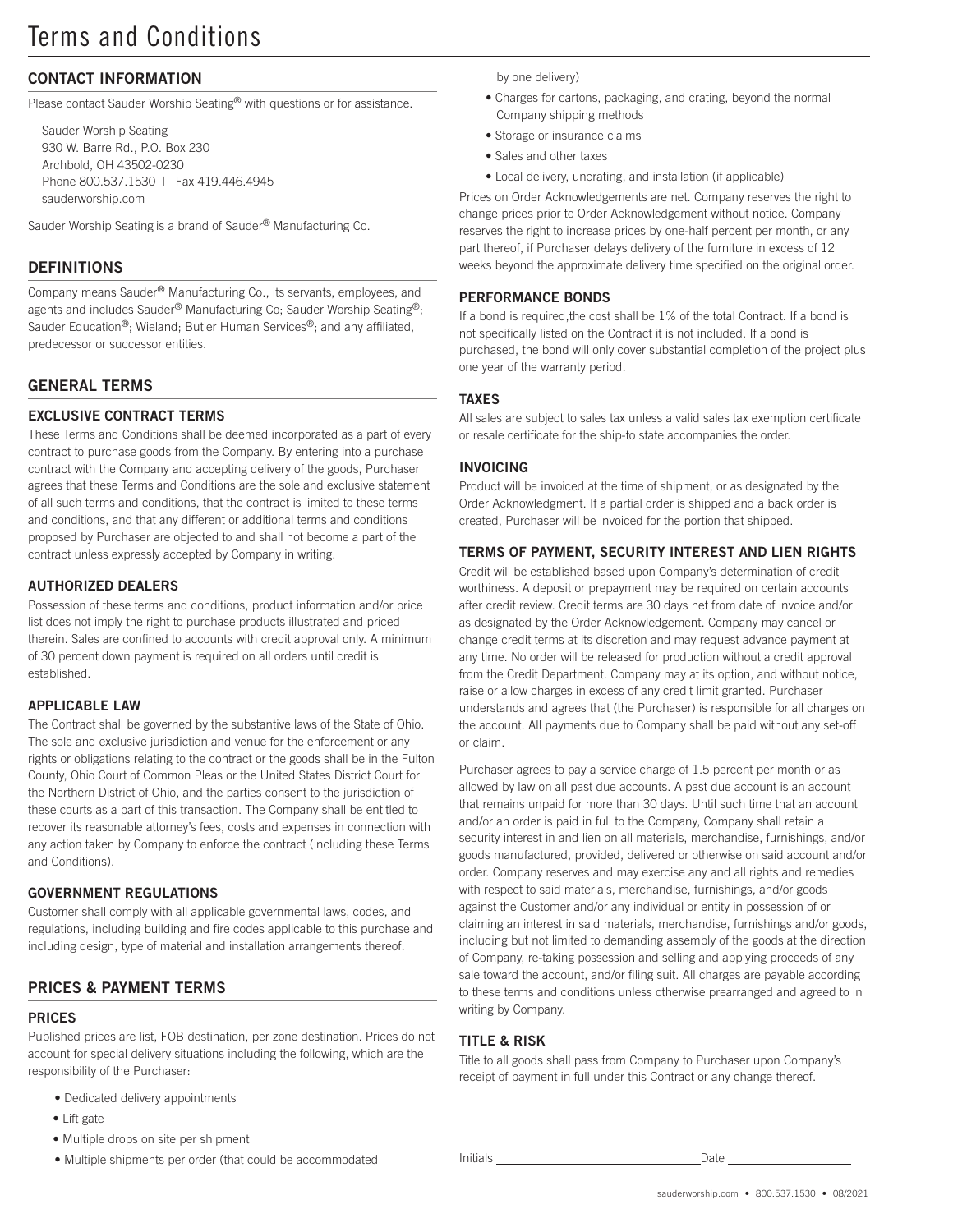# Terms and Conditions

## CONTACT INFORMATION

Please contact Sauder Worship Seating® with questions or for assistance.

Sauder Worship Seating
930 W. Barre Rd., P.O. Box 230
Archbold, OH 43502-0230
Phone 800.537.1530 | Fax 419.446.4945
sauderworship.com

Sauder Worship Seating is a brand of Sauder® Manufacturing Co.

## DEFINITIONS

Company means Sauder® Manufacturing Co., its servants, employees, and agents and includes Sauder® Manufacturing Co; Sauder Worship Seating®; Sauder Education®; Wieland; Butler Human Services®; and any affiliated, predecessor or successor entities.

## GENERAL TERMS

### EXCLUSIVE CONTRACT TERMS

These Terms and Conditions shall be deemed incorporated as a part of every contract to purchase goods from the Company. By entering into a purchase contract with the Company and accepting delivery of the goods, Purchaser agrees that these Terms and Conditions are the sole and exclusive statement of all such terms and conditions, that the contract is limited to these terms and conditions, and that any different or additional terms and conditions proposed by Purchaser are objected to and shall not become a part of the contract unless expressly accepted by Company in writing.

### AUTHORIZED DEALERS

Possession of these terms and conditions, product information and/or price list does not imply the right to purchase products illustrated and priced therein. Sales are confined to accounts with credit approval only. A minimum of 30 percent down payment is required on all orders until credit is established.

### APPLICABLE LAW

The Contract shall be governed by the substantive laws of the State of Ohio. The sole and exclusive jurisdiction and venue for the enforcement or any rights or obligations relating to the contract or the goods shall be in the Fulton County, Ohio Court of Common Pleas or the United States District Court for the Northern District of Ohio, and the parties consent to the jurisdiction of these courts as a part of this transaction. The Company shall be entitled to recover its reasonable attorney's fees, costs and expenses in connection with any action taken by Company to enforce the contract (including these Terms and Conditions).

### GOVERNMENT REGULATIONS

Customer shall comply with all applicable governmental laws, codes, and regulations, including building and fire codes applicable to this purchase and including design, type of material and installation arrangements thereof.

## PRICES & PAYMENT TERMS

### PRICES

Published prices are list, FOB destination, per zone destination. Prices do not account for special delivery situations including the following, which are the responsibility of the Purchaser:

- Dedicated delivery appointments
- Lift gate
- Multiple drops on site per shipment
- Multiple shipments per order (that could be accommodated by one delivery)
- Charges for cartons, packaging, and crating, beyond the normal Company shipping methods
- Storage or insurance claims
- Sales and other taxes
- Local delivery, uncrating, and installation (if applicable)

Prices on Order Acknowledgements are net. Company reserves the right to change prices prior to Order Acknowledgement without notice. Company reserves the right to increase prices by one-half percent per month, or any part thereof, if Purchaser delays delivery of the furniture in excess of 12 weeks beyond the approximate delivery time specified on the original order.

### PERFORMANCE BONDS

If a bond is required,the cost shall be 1% of the total Contract. If a bond is not specifically listed on the Contract it is not included. If a bond is purchased, the bond will only cover substantial completion of the project plus one year of the warranty period.

### TAXES

All sales are subject to sales tax unless a valid sales tax exemption certificate or resale certificate for the ship-to state accompanies the order.

### INVOICING

Product will be invoiced at the time of shipment, or as designated by the Order Acknowledgment. If a partial order is shipped and a back order is created, Purchaser will be invoiced for the portion that shipped.

### TERMS OF PAYMENT, SECURITY INTEREST AND LIEN RIGHTS

Credit will be established based upon Company's determination of credit worthiness. A deposit or prepayment may be required on certain accounts after credit review. Credit terms are 30 days net from date of invoice and/or as designated by the Order Acknowledgement. Company may cancel or change credit terms at its discretion and may request advance payment at any time. No order will be released for production without a credit approval from the Credit Department. Company may at its option, and without notice, raise or allow charges in excess of any credit limit granted. Purchaser understands and agrees that (the Purchaser) is responsible for all charges on the account. All payments due to Company shall be paid without any set-off or claim.

Purchaser agrees to pay a service charge of 1.5 percent per month or as allowed by law on all past due accounts. A past due account is an account that remains unpaid for more than 30 days. Until such time that an account and/or an order is paid in full to the Company, Company shall retain a security interest in and lien on all materials, merchandise, furnishings, and/or goods manufactured, provided, delivered or otherwise on said account and/or order. Company reserves and may exercise any and all rights and remedies with respect to said materials, merchandise, furnishings, and/or goods against the Customer and/or any individual or entity in possession of or claiming an interest in said materials, merchandise, furnishings and/or goods, including but not limited to demanding assembly of the goods at the direction of Company, re-taking possession and selling and applying proceeds of any sale toward the account, and/or filing suit. All charges are payable according to these terms and conditions unless otherwise prearranged and agreed to in writing by Company.

### TITLE & RISK

Title to all goods shall pass from Company to Purchaser upon Company's receipt of payment in full under this Contract or any change thereof.

Initials ______________________ Date ______________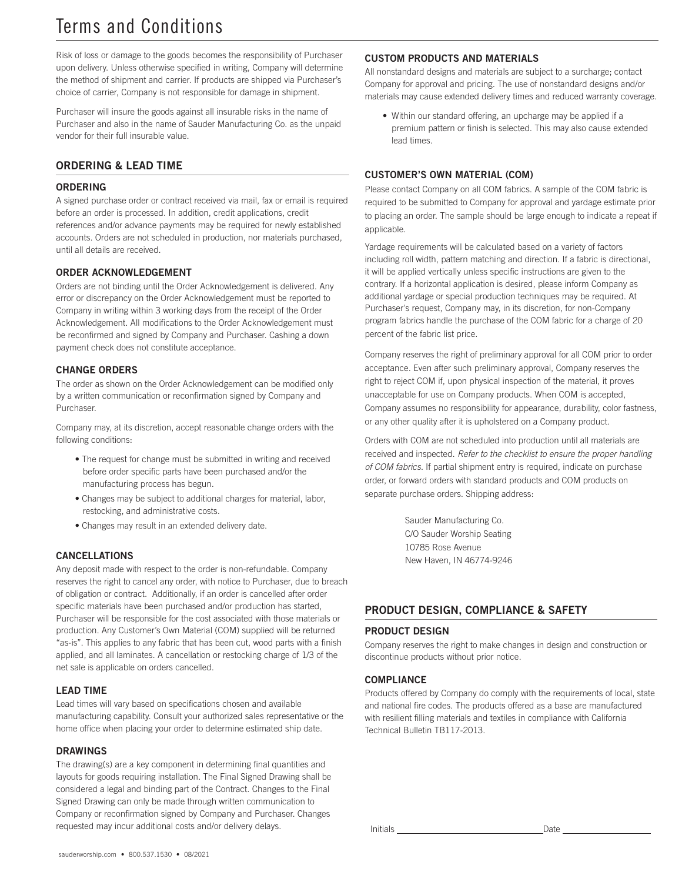# Terms and Conditions

Risk of loss or damage to the goods becomes the responsibility of Purchaser upon delivery. Unless otherwise specified in writing, Company will determine the method of shipment and carrier. If products are shipped via Purchaser's choice of carrier, Company is not responsible for damage in shipment.

Purchaser will insure the goods against all insurable risks in the name of Purchaser and also in the name of Sauder Manufacturing Co. as the unpaid vendor for their full insurable value.

## ORDERING & LEAD TIME

### ORDERING

A signed purchase order or contract received via mail, fax or email is required before an order is processed. In addition, credit applications, credit references and/or advance payments may be required for newly established accounts. Orders are not scheduled in production, nor materials purchased, until all details are received.

### ORDER ACKNOWLEDGEMENT

Orders are not binding until the Order Acknowledgement is delivered. Any error or discrepancy on the Order Acknowledgement must be reported to Company in writing within 3 working days from the receipt of the Order Acknowledgement. All modifications to the Order Acknowledgement must be reconfirmed and signed by Company and Purchaser. Cashing a down payment check does not constitute acceptance.

### CHANGE ORDERS

The order as shown on the Order Acknowledgement can be modified only by a written communication or reconfirmation signed by Company and Purchaser.

Company may, at its discretion, accept reasonable change orders with the following conditions:

- The request for change must be submitted in writing and received before order specific parts have been purchased and/or the manufacturing process has begun.
- Changes may be subject to additional charges for material, labor, restocking, and administrative costs.
- Changes may result in an extended delivery date.

### CANCELLATIONS

Any deposit made with respect to the order is non-refundable. Company reserves the right to cancel any order, with notice to Purchaser, due to breach of obligation or contract. Additionally, if an order is cancelled after order specific materials have been purchased and/or production has started, Purchaser will be responsible for the cost associated with those materials or production. Any Customer's Own Material (COM) supplied will be returned "as-is". This applies to any fabric that has been cut, wood parts with a finish applied, and all laminates. A cancellation or restocking charge of 1/3 of the net sale is applicable on orders cancelled.

### LEAD TIME

Lead times will vary based on specifications chosen and available manufacturing capability. Consult your authorized sales representative or the home office when placing your order to determine estimated ship date.

### DRAWINGS

The drawing(s) are a key component in determining final quantities and layouts for goods requiring installation. The Final Signed Drawing shall be considered a legal and binding part of the Contract. Changes to the Final Signed Drawing can only be made through written communication to Company or reconfirmation signed by Company and Purchaser. Changes requested may incur additional costs and/or delivery delays.

### CUSTOM PRODUCTS AND MATERIALS

All nonstandard designs and materials are subject to a surcharge; contact Company for approval and pricing. The use of nonstandard designs and/or materials may cause extended delivery times and reduced warranty coverage.

- Within our standard offering, an upcharge may be applied if a premium pattern or finish is selected. This may also cause extended lead times.

### CUSTOMER'S OWN MATERIAL (COM)

Please contact Company on all COM fabrics. A sample of the COM fabric is required to be submitted to Company for approval and yardage estimate prior to placing an order. The sample should be large enough to indicate a repeat if applicable.

Yardage requirements will be calculated based on a variety of factors including roll width, pattern matching and direction. If a fabric is directional, it will be applied vertically unless specific instructions are given to the contrary. If a horizontal application is desired, please inform Company as additional yardage or special production techniques may be required. At Purchaser's request, Company may, in its discretion, for non-Company program fabrics handle the purchase of the COM fabric for a charge of 20 percent of the fabric list price.

Company reserves the right of preliminary approval for all COM prior to order acceptance. Even after such preliminary approval, Company reserves the right to reject COM if, upon physical inspection of the material, it proves unacceptable for use on Company products. When COM is accepted, Company assumes no responsibility for appearance, durability, color fastness, or any other quality after it is upholstered on a Company product.

Orders with COM are not scheduled into production until all materials are received and inspected. *Refer to the checklist to ensure the proper handling of COM fabrics.* If partial shipment entry is required, indicate on purchase order, or forward orders with standard products and COM products on separate purchase orders. Shipping address:

Sauder Manufacturing Co.
C/O Sauder Worship Seating
10785 Rose Avenue
New Haven, IN 46774-9246

## PRODUCT DESIGN, COMPLIANCE & SAFETY

### PRODUCT DESIGN

Company reserves the right to make changes in design and construction or discontinue products without prior notice.

### COMPLIANCE

Products offered by Company do comply with the requirements of local, state and national fire codes. The products offered as a base are manufactured with resilient filling materials and textiles in compliance with California Technical Bulletin TB117-2013.

Initials \_\_\_\_\_\_\_\_\_\_\_\_\_\_\_\_\_\_\_\_ Date \_\_\_\_\_\_\_\_\_\_\_\_

sauderworship.com • 800.537.1530 • 08/2021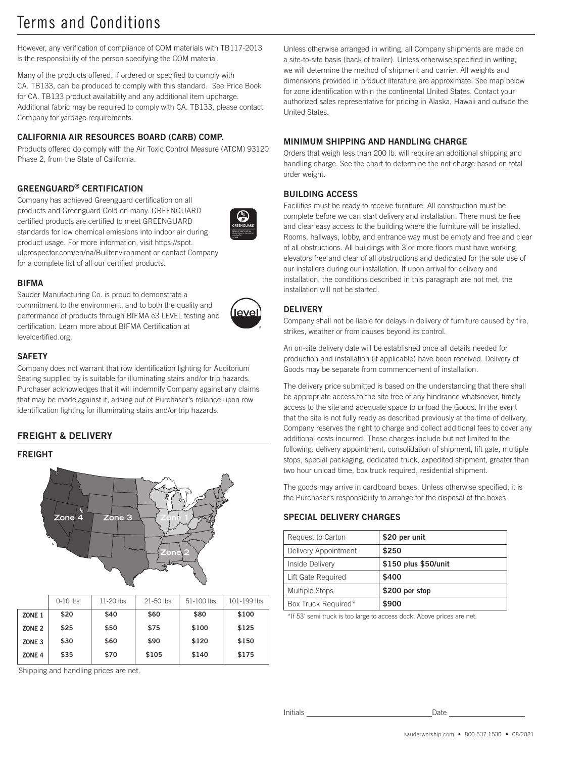# Terms and Conditions

However, any verification of compliance of COM materials with TB117-2013 is the responsibility of the person specifying the COM material.

Many of the products offered, if ordered or specified to comply with CA. TB133, can be produced to comply with this standard. See Price Book for CA. TB133 product availability and any additional item upcharge. Additional fabric may be required to comply with CA. TB133, please contact Company for yardage requirements.

### CALIFORNIA AIR RESOURCES BOARD (CARB) COMP.

Products offered do comply with the Air Toxic Control Measure (ATCM) 93120 Phase 2, from the State of California.

### GREENGUARD® CERTIFICATION

Company has achieved Greenguard certification on all products and Greenguard Gold on many. GREENGUARD certified products are certified to meet GREENGUARD standards for low chemical emissions into indoor air during product usage. For more information, visit https://spot.ulprospector.com/en/na/Builtenvironment or contact Company for a complete list of all our certified products.

### BIFMA

Sauder Manufacturing Co. is proud to demonstrate a commitment to the environment, and to both the quality and performance of products through BIFMA e3 LEVEL testing and certification. Learn more about BIFMA Certification at levelcertified.org.

### SAFETY

Company does not warrant that row identification lighting for Auditorium Seating supplied by is suitable for illuminating stairs and/or trip hazards. Purchaser acknowledges that it will indemnify Company against any claims that may be made against it, arising out of Purchaser's reliance upon row identification lighting for illuminating stairs and/or trip hazards.

## FREIGHT & DELIVERY

### FREIGHT

Zone 4 Zone 3 Zone 1 Zone 2

| | 0-10 lbs | 11-20 lbs | 21-50 lbs | 51-100 lbs | 101-199 lbs |
|---|---|---|---|---|---|
| ZONE 1 | $20 | $40 | $60 | $80 | $100 |
| ZONE 2 | $25 | $50 | $75 | $100 | $125 |
| ZONE 3 | $30 | $60 | $90 | $120 | $150 |
| ZONE 4 | $35 | $70 | $105 | $140 | $175 |

Shipping and handling prices are net.

Unless otherwise arranged in writing, all Company shipments are made on a site-to-site basis (back of trailer). Unless otherwise specified in writing, we will determine the method of shipment and carrier. All weights and dimensions provided in product literature are approximate. See map below for zone identification within the continental United States. Contact your authorized sales representative for pricing in Alaska, Hawaii and outside the United States.

### MINIMUM SHIPPING AND HANDLING CHARGE

Orders that weigh less than 200 lb. will require an additional shipping and handling charge. See the chart to determine the net charge based on total order weight.

### BUILDING ACCESS

Facilities must be ready to receive furniture. All construction must be complete before we can start delivery and installation. There must be free and clear easy access to the building where the furniture will be installed. Rooms, hallways, lobby, and entrance way must be empty and free and clear of all obstructions. All buildings with 3 or more floors must have working elevators free and clear of all obstructions and dedicated for the sole use of our installers during our installation. If upon arrival for delivery and installation, the conditions described in this paragraph are not met, the installation will not be started.

### DELIVERY

Company shall not be liable for delays in delivery of furniture caused by fire, strikes, weather or from causes beyond its control.

An on-site delivery date will be established once all details needed for production and installation (if applicable) have been received. Delivery of Goods may be separate from commencement of installation.

The delivery price submitted is based on the understanding that there shall be appropriate access to the site free of any hindrance whatsoever, timely access to the site and adequate space to unload the Goods. In the event that the site is not fully ready as described previously at the time of delivery, Company reserves the right to charge and collect additional fees to cover any additional costs incurred. These charges include but not limited to the following: delivery appointment, consolidation of shipment, lift gate, multiple stops, special packaging, dedicated truck, expedited shipment, greater than two hour unload time, box truck required, residential shipment.

The goods may arrive in cardboard boxes. Unless otherwise specified, it is the Purchaser's responsibility to arrange for the disposal of the boxes.

### SPECIAL DELIVERY CHARGES

| | |
|---|---|
| Request to Carton | $20 per unit |
| Delivery Appointment | $250 |
| Inside Delivery | $150 plus $50/unit |
| Lift Gate Required | $400 |
| Multiple Stops | $200 per stop |
| Box Truck Required* | $900 |

*If 53' semi truck is too large to access dock. Above prices are net.

Initials ______________________ Date ______________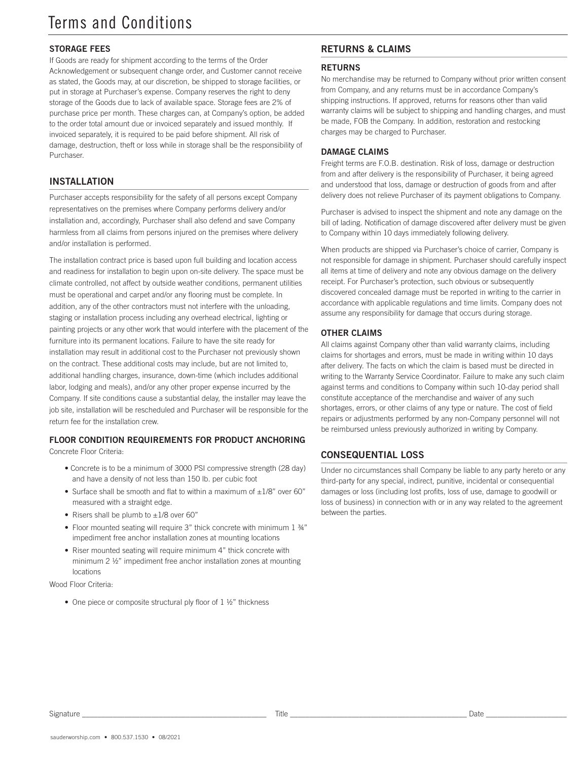# Terms and Conditions

### STORAGE FEES

If Goods are ready for shipment according to the terms of the Order Acknowledgement or subsequent change order, and Customer cannot receive as stated, the Goods may, at our discretion, be shipped to storage facilities, or put in storage at Purchaser's expense. Company reserves the right to deny storage of the Goods due to lack of available space. Storage fees are 2% of purchase price per month. These charges can, at Company's option, be added to the order total amount due or invoiced separately and issued monthly. If invoiced separately, it is required to be paid before shipment. All risk of damage, destruction, theft or loss while in storage shall be the responsibility of Purchaser.

## INSTALLATION

Purchaser accepts responsibility for the safety of all persons except Company representatives on the premises where Company performs delivery and/or installation and, accordingly, Purchaser shall also defend and save Company harmless from all claims from persons injured on the premises where delivery and/or installation is performed.

The installation contract price is based upon full building and location access and readiness for installation to begin upon on-site delivery. The space must be climate controlled, not affect by outside weather conditions, permanent utilities must be operational and carpet and/or any flooring must be complete. In addition, any of the other contractors must not interfere with the unloading, staging or installation process including any overhead electrical, lighting or painting projects or any other work that would interfere with the placement of the furniture into its permanent locations. Failure to have the site ready for installation may result in additional cost to the Purchaser not previously shown on the contract. These additional costs may include, but are not limited to, additional handling charges, insurance, down-time (which includes additional labor, lodging and meals), and/or any other proper expense incurred by the Company. If site conditions cause a substantial delay, the installer may leave the job site, installation will be rescheduled and Purchaser will be responsible for the return fee for the installation crew.

### FLOOR CONDITION REQUIREMENTS FOR PRODUCT ANCHORING

Concrete Floor Criteria:

- Concrete is to be a minimum of 3000 PSI compressive strength (28 day) and have a density of not less than 150 lb. per cubic foot
- Surface shall be smooth and flat to within a maximum of ±1/8" over 60" measured with a straight edge.
- Risers shall be plumb to ±1/8 over 60"
- Floor mounted seating will require 3" thick concrete with minimum 1 ¾" impediment free anchor installation zones at mounting locations
- Riser mounted seating will require minimum 4" thick concrete with minimum 2 ½" impediment free anchor installation zones at mounting locations

Wood Floor Criteria:

- One piece or composite structural ply floor of 1 ½" thickness

## RETURNS & CLAIMS

### RETURNS

No merchandise may be returned to Company without prior written consent from Company, and any returns must be in accordance Company's shipping instructions. If approved, returns for reasons other than valid warranty claims will be subject to shipping and handling charges, and must be made, FOB the Company. In addition, restoration and restocking charges may be charged to Purchaser.

### DAMAGE CLAIMS

Freight terms are F.O.B. destination. Risk of loss, damage or destruction from and after delivery is the responsibility of Purchaser, it being agreed and understood that loss, damage or destruction of goods from and after delivery does not relieve Purchaser of its payment obligations to Company.

Purchaser is advised to inspect the shipment and note any damage on the bill of lading. Notification of damage discovered after delivery must be given to Company within 10 days immediately following delivery.

When products are shipped via Purchaser's choice of carrier, Company is not responsible for damage in shipment. Purchaser should carefully inspect all items at time of delivery and note any obvious damage on the delivery receipt. For Purchaser's protection, such obvious or subsequently discovered concealed damage must be reported in writing to the carrier in accordance with applicable regulations and time limits. Company does not assume any responsibility for damage that occurs during storage.

### OTHER CLAIMS

All claims against Company other than valid warranty claims, including claims for shortages and errors, must be made in writing within 10 days after delivery. The facts on which the claim is based must be directed in writing to the Warranty Service Coordinator. Failure to make any such claim against terms and conditions to Company within such 10-day period shall constitute acceptance of the merchandise and waiver of any such shortages, errors, or other claims of any type or nature. The cost of field repairs or adjustments performed by any non-Company personnel will not be reimbursed unless previously authorized in writing by Company.

## CONSEQUENTIAL LOSS

Under no circumstances shall Company be liable to any party hereto or any third-party for any special, indirect, punitive, incidental or consequential damages or loss (including lost profits, loss of use, damage to goodwill or loss of business) in connection with or in any way related to the agreement between the parties.

Signature ______________________________ Title ______________________________ Date ______________

sauderworship.com • 800.537.1530 • 08/2021